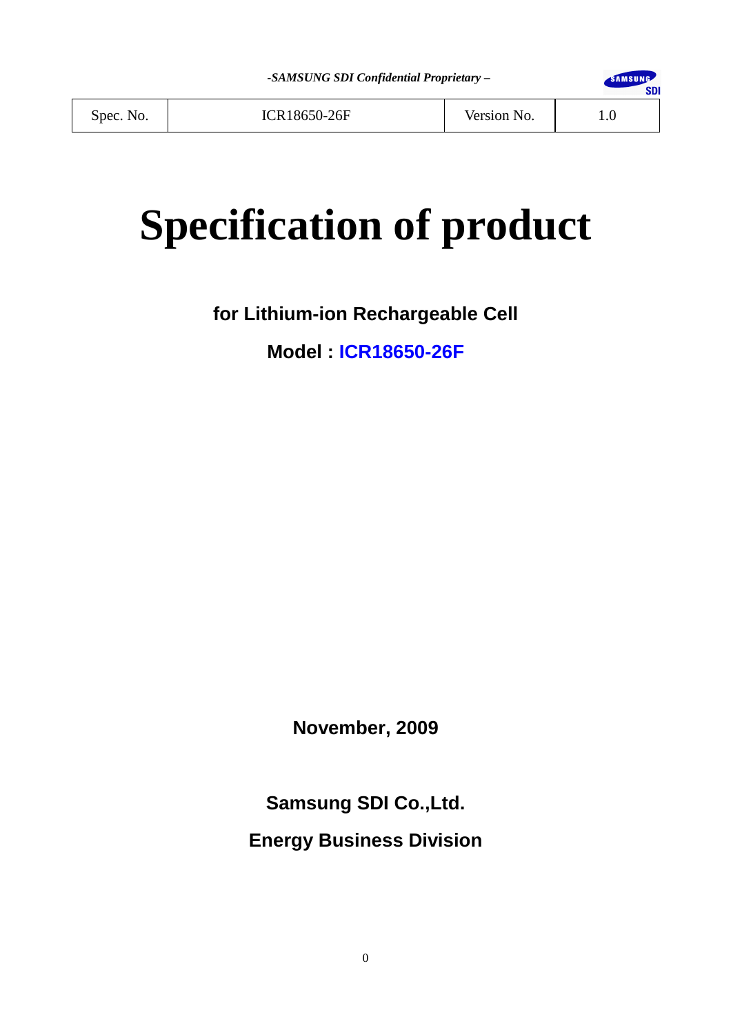*-SAMSUNG SDI Confidential Proprietary –*

| Spec. No. | ICR18650-26F | Version No. | 1.0 |
|---|---|---|---|

# Specification of product

**for Lithium-ion Rechargeable Cell**

**Model : ICR18650-26F**

**November, 2009**

**Samsung SDI Co.,Ltd.**

**Energy Business Division**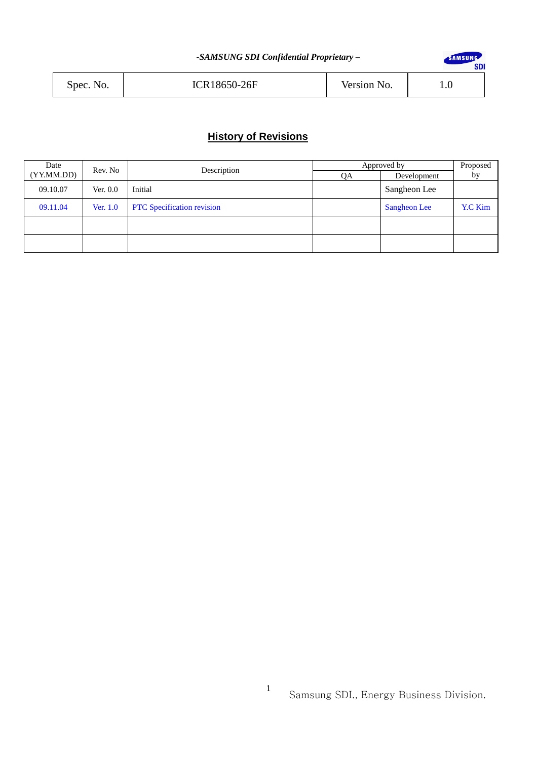*-SAMSUNG SDI Confidential Proprietary –*

| Spec. No. | ICR18650-26F | Version No. | 1.0 |
|---|---|---|---|

## History of Revisions

| Date (YY.MM.DD) | Rev. No | Description | Approved by | | Proposed by |
|---|---|---|---|---|---|
| | | | QA | Development | |
| 09.10.07 | Ver. 0.0 | Initial | | Sangheon Lee | |
| 09.11.04 | Ver. 1.0 | PTC Specification revision | | Sangheon Lee | Y.C Kim |
| | | | | | |
| | | | | | |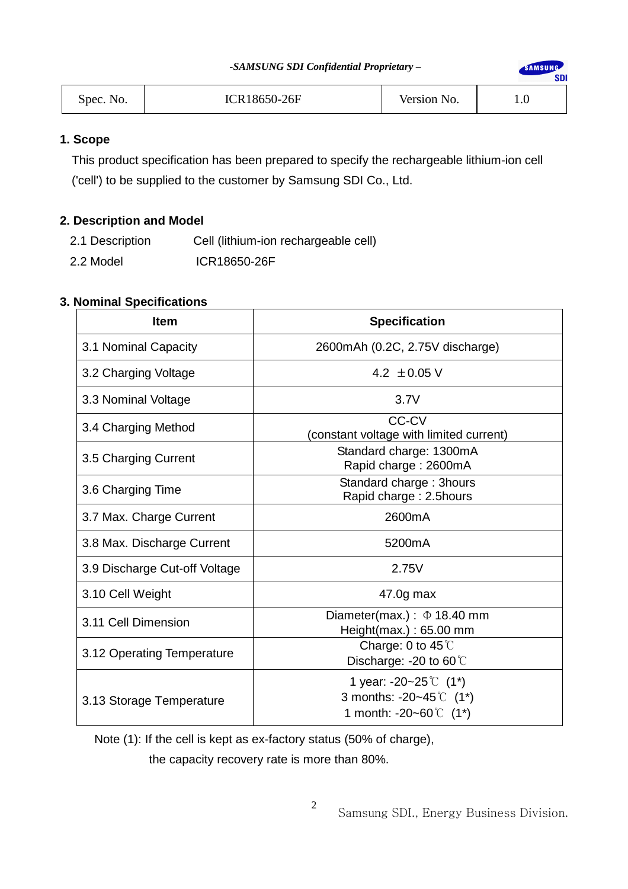| Spec. No. | ICR18650-26F | Version No. | 1.0 |
|---|---|---|---|

## 1. Scope

This product specification has been prepared to specify the rechargeable lithium-ion cell ('cell') to be supplied to the customer by Samsung SDI Co., Ltd.

## 2. Description and Model

2.1 Description Cell (lithium-ion rechargeable cell)

2.2 Model ICR18650-26F

## 3. Nominal Specifications

| Item | Specification |
|---|---|
| 3.1 Nominal Capacity | 2600mAh (0.2C, 2.75V discharge) |
| 3.2 Charging Voltage | 4.2 ±0.05 V |
| 3.3 Nominal Voltage | 3.7V |
| 3.4 Charging Method | CC-CV (constant voltage with limited current) |
| 3.5 Charging Current | Standard charge: 1300mA<br>Rapid charge : 2600mA |
| 3.6 Charging Time | Standard charge : 3hours<br>Rapid charge : 2.5hours |
| 3.7 Max. Charge Current | 2600mA |
| 3.8 Max. Discharge Current | 5200mA |
| 3.9 Discharge Cut-off Voltage | 2.75V |
| 3.10 Cell Weight | 47.0g max |
| 3.11 Cell Dimension | Diameter(max.) : Φ 18.40 mm<br>Height(max.) : 65.00 mm |
| 3.12 Operating Temperature | Charge: 0 to 45℃<br>Discharge: -20 to 60℃ |
| 3.13 Storage Temperature | 1 year: -20~25℃ (1*)<br>3 months: -20~45℃ (1*)<br>1 month: -20~60℃ (1*) |

Note (1): If the cell is kept as ex-factory status (50% of charge), the capacity recovery rate is more than 80%.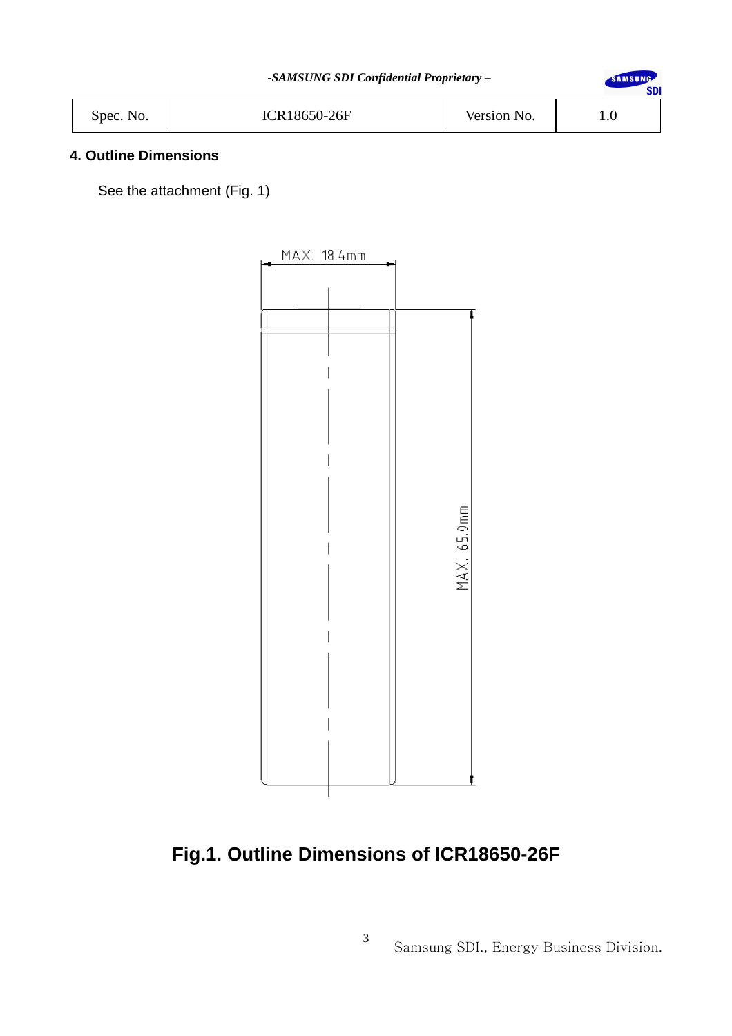| Spec. No. | ICR18650-26F | Version No. | 1.0 |
|---|---|---|---|

## 4. Outline Dimensions

See the attachment (Fig. 1)

MAX. 18.4mm

MAX. 65.0mm

**Fig.1. Outline Dimensions of ICR18650-26F**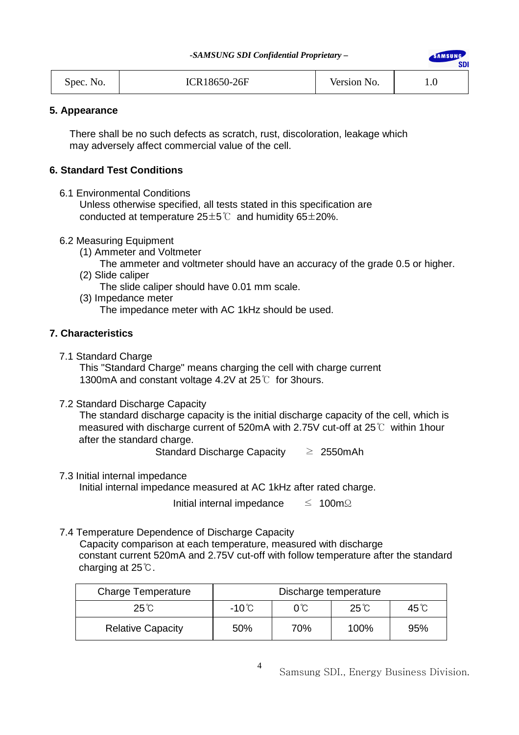| Spec. No. | ICR18650-26F | Version No. | 1.0 |
|---|---|---|---|

## 5. Appearance

There shall be no such defects as scratch, rust, discoloration, leakage which may adversely affect commercial value of the cell.

## 6. Standard Test Conditions

6.1 Environmental Conditions

Unless otherwise specified, all tests stated in this specification are conducted at temperature 25±5℃ and humidity 65±20%.

6.2 Measuring Equipment

(1) Ammeter and Voltmeter

The ammeter and voltmeter should have an accuracy of the grade 0.5 or higher.

(2) Slide caliper

The slide caliper should have 0.01 mm scale.

(3) Impedance meter

The impedance meter with AC 1kHz should be used.

## 7. Characteristics

7.1 Standard Charge

This "Standard Charge" means charging the cell with charge current 1300mA and constant voltage 4.2V at 25℃ for 3hours.

7.2 Standard Discharge Capacity

The standard discharge capacity is the initial discharge capacity of the cell, which is measured with discharge current of 520mA with 2.75V cut-off at 25℃ within 1hour after the standard charge.

Standard Discharge Capacity ≥ 2550mAh

7.3 Initial internal impedance

Initial internal impedance measured at AC 1kHz after rated charge.

Initial internal impedance ≤ 100mΩ

7.4 Temperature Dependence of Discharge Capacity

Capacity comparison at each temperature, measured with discharge constant current 520mA and 2.75V cut-off with follow temperature after the standard charging at 25℃.

| Charge Temperature | Discharge temperature | | | |
|---|---|---|---|---|
| 25℃ | -10℃ | 0℃ | 25℃ | 45℃ |
| Relative Capacity | 50% | 70% | 100% | 95% |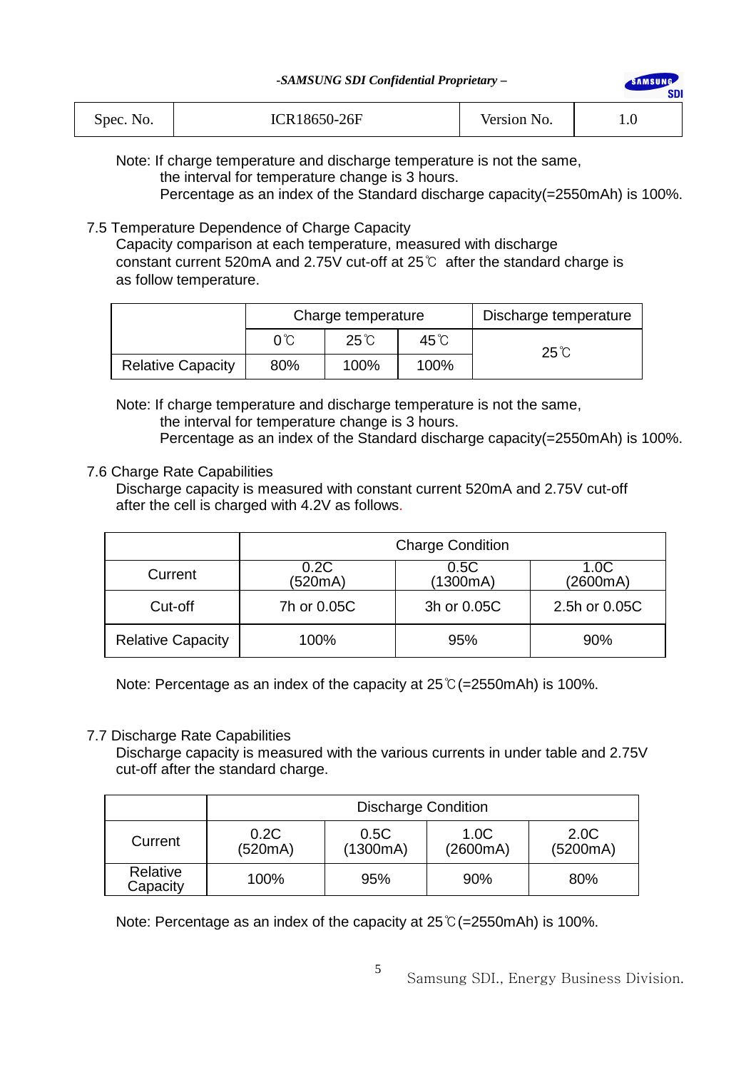Note: If charge temperature and discharge temperature is not the same,
the interval for temperature change is 3 hours.
Percentage as an index of the Standard discharge capacity(=2550mAh) is 100%.

### 7.5 Temperature Dependence of Charge Capacity

Capacity comparison at each temperature, measured with discharge constant current 520mA and 2.75V cut-off at 25℃ after the standard charge is as follow temperature.

| | Charge temperature | | | Discharge temperature |
|---|---|---|---|---|
| | 0℃ | 25℃ | 45℃ | 25℃ |
| Relative Capacity | 80% | 100% | 100% | |

Note: If charge temperature and discharge temperature is not the same,
the interval for temperature change is 3 hours.
Percentage as an index of the Standard discharge capacity(=2550mAh) is 100%.

### 7.6 Charge Rate Capabilities

Discharge capacity is measured with constant current 520mA and 2.75V cut-off after the cell is charged with 4.2V as follows.

| | Charge Condition | | |
|---|---|---|---|
| Current | 0.2C (520mA) | 0.5C (1300mA) | 1.0C (2600mA) |
| Cut-off | 7h or 0.05C | 3h or 0.05C | 2.5h or 0.05C |
| Relative Capacity | 100% | 95% | 90% |

Note: Percentage as an index of the capacity at 25℃(=2550mAh) is 100%.

### 7.7 Discharge Rate Capabilities

Discharge capacity is measured with the various currents in under table and 2.75V cut-off after the standard charge.

| | Discharge Condition | | | |
|---|---|---|---|---|
| Current | 0.2C (520mA) | 0.5C (1300mA) | 1.0C (2600mA) | 2.0C (5200mA) |
| Relative Capacity | 100% | 95% | 90% | 80% |

Note: Percentage as an index of the capacity at 25℃(=2550mAh) is 100%.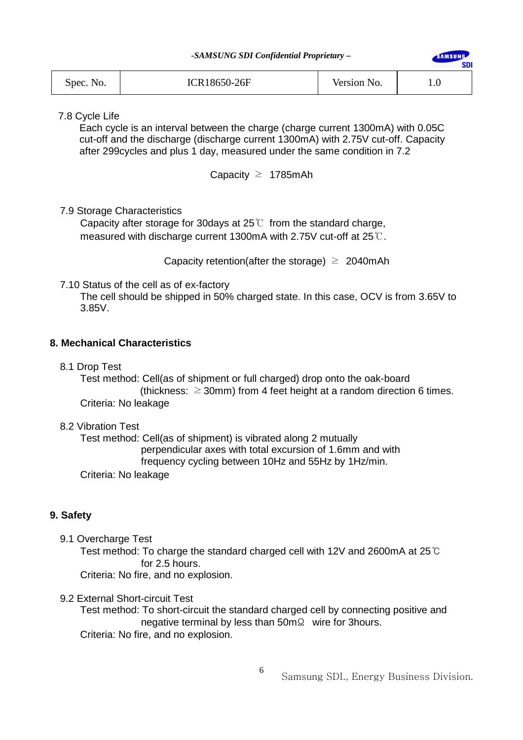7.8 Cycle Life

Each cycle is an interval between the charge (charge current 1300mA) with 0.05C cut-off and the discharge (discharge current 1300mA) with 2.75V cut-off. Capacity after 299cycles and plus 1 day, measured under the same condition in 7.2

Capacity ≥ 1785mAh

7.9 Storage Characteristics

Capacity after storage for 30days at 25℃ from the standard charge, measured with discharge current 1300mA with 2.75V cut-off at 25℃.

Capacity retention(after the storage) ≥ 2040mAh

7.10 Status of the cell as of ex-factory

The cell should be shipped in 50% charged state. In this case, OCV is from 3.65V to 3.85V.

## 8. Mechanical Characteristics

8.1 Drop Test

Test method: Cell(as of shipment or full charged) drop onto the oak-board (thickness: ≥30mm) from 4 feet height at a random direction 6 times.

Criteria: No leakage

8.2 Vibration Test

Test method: Cell(as of shipment) is vibrated along 2 mutually perpendicular axes with total excursion of 1.6mm and with frequency cycling between 10Hz and 55Hz by 1Hz/min.

Criteria: No leakage

## 9. Safety

9.1 Overcharge Test

Test method: To charge the standard charged cell with 12V and 2600mA at 25℃ for 2.5 hours.

Criteria: No fire, and no explosion.

9.2 External Short-circuit Test

Test method: To short-circuit the standard charged cell by connecting positive and negative terminal by less than 50mΩ wire for 3hours.

Criteria: No fire, and no explosion.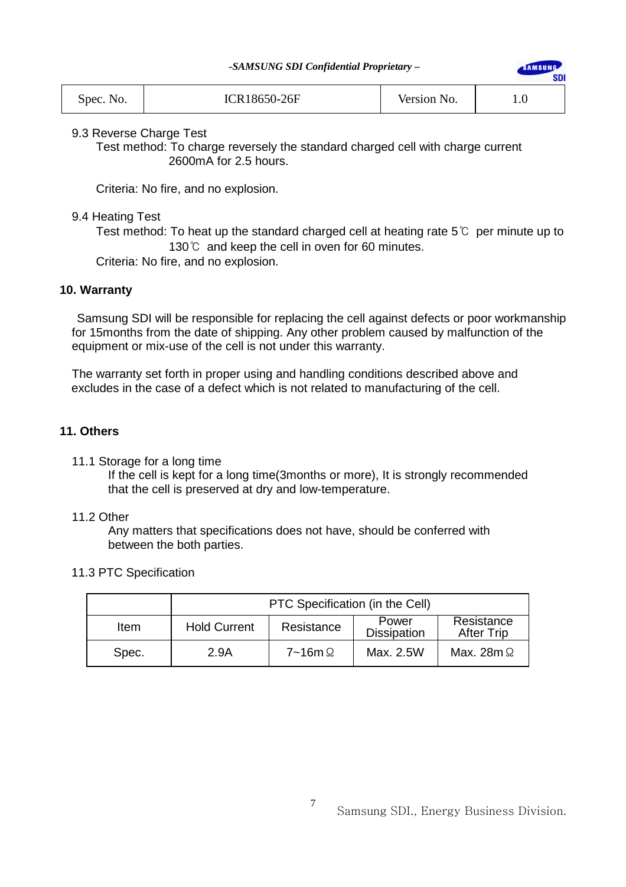9.3 Reverse Charge Test

Test method: To charge reversely the standard charged cell with charge current 2600mA for 2.5 hours.

Criteria: No fire, and no explosion.

9.4 Heating Test

Test method: To heat up the standard charged cell at heating rate 5℃ per minute up to 130℃ and keep the cell in oven for 60 minutes.

Criteria: No fire, and no explosion.

## 10. Warranty

Samsung SDI will be responsible for replacing the cell against defects or poor workmanship for 15months from the date of shipping. Any other problem caused by malfunction of the equipment or mix-use of the cell is not under this warranty.

The warranty set forth in proper using and handling conditions described above and excludes in the case of a defect which is not related to manufacturing of the cell.

## 11. Others

11.1 Storage for a long time

If the cell is kept for a long time(3months or more), It is strongly recommended that the cell is preserved at dry and low-temperature.

11.2 Other

Any matters that specifications does not have, should be conferred with between the both parties.

11.3 PTC Specification

| | PTC Specification (in the Cell) | | | |
|---|---|---|---|---|
| Item | Hold Current | Resistance | Power Dissipation | Resistance After Trip |
| Spec. | 2.9A | 7~16mΩ | Max. 2.5W | Max. 28mΩ |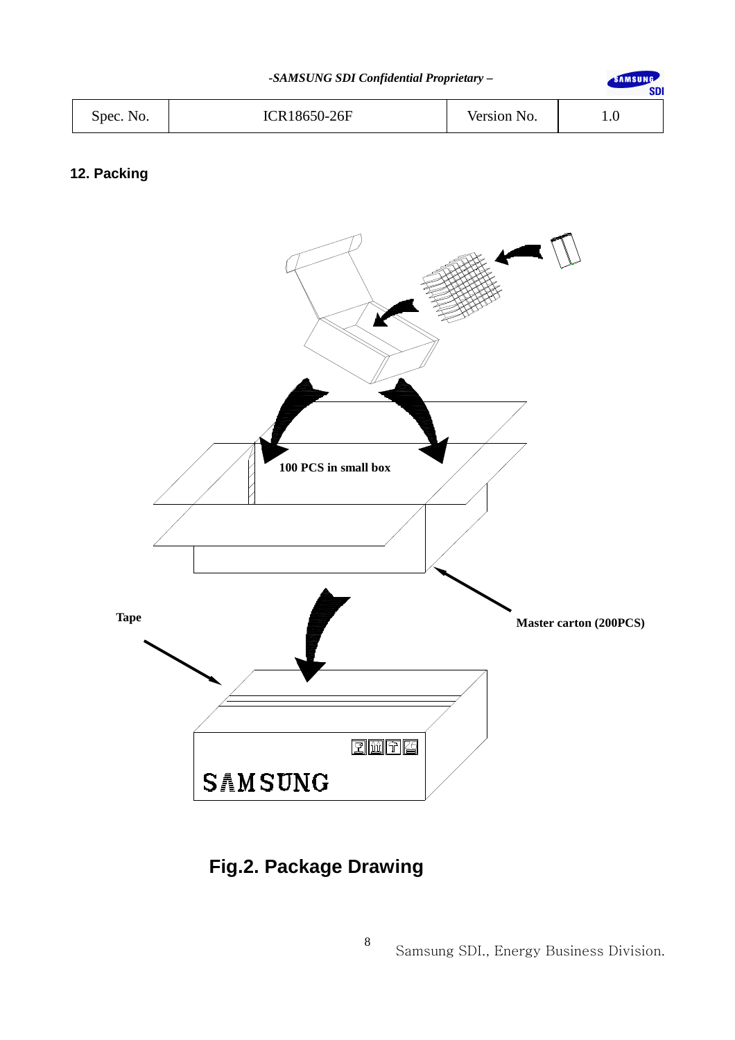## 12. Packing

100 PCS in small box

Tape

Master carton (200PCS)

SAMSUNG

**Fig.2. Package Drawing**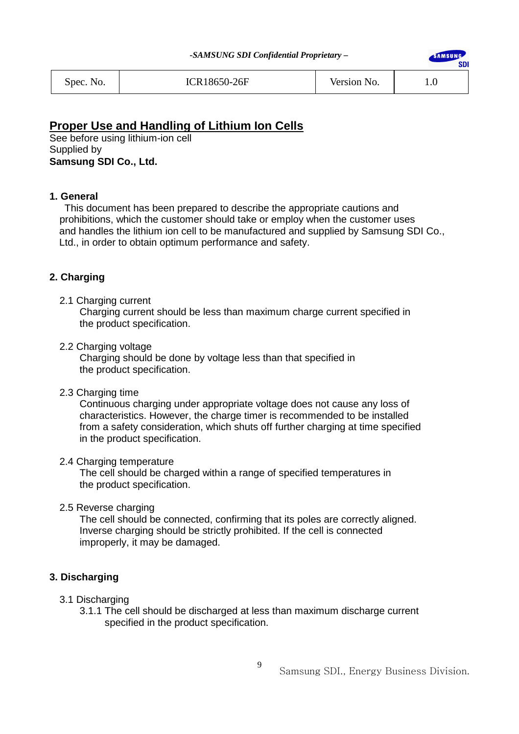| Spec. No. | ICR18650-26F | Version No. | 1.0 |
| --- | --- | --- | --- |

## Proper Use and Handling of Lithium Ion Cells

See before using lithium-ion cell
Supplied by
**Samsung SDI Co., Ltd.**

### 1. General

This document has been prepared to describe the appropriate cautions and prohibitions, which the customer should take or employ when the customer uses and handles the lithium ion cell to be manufactured and supplied by Samsung SDI Co., Ltd., in order to obtain optimum performance and safety.

### 2. Charging

2.1 Charging current
Charging current should be less than maximum charge current specified in the product specification.

2.2 Charging voltage
Charging should be done by voltage less than that specified in the product specification.

2.3 Charging time
Continuous charging under appropriate voltage does not cause any loss of characteristics. However, the charge timer is recommended to be installed from a safety consideration, which shuts off further charging at time specified in the product specification.

2.4 Charging temperature
The cell should be charged within a range of specified temperatures in the product specification.

2.5 Reverse charging
The cell should be connected, confirming that its poles are correctly aligned. Inverse charging should be strictly prohibited. If the cell is connected improperly, it may be damaged.

### 3. Discharging

3.1 Discharging
3.1.1 The cell should be discharged at less than maximum discharge current specified in the product specification.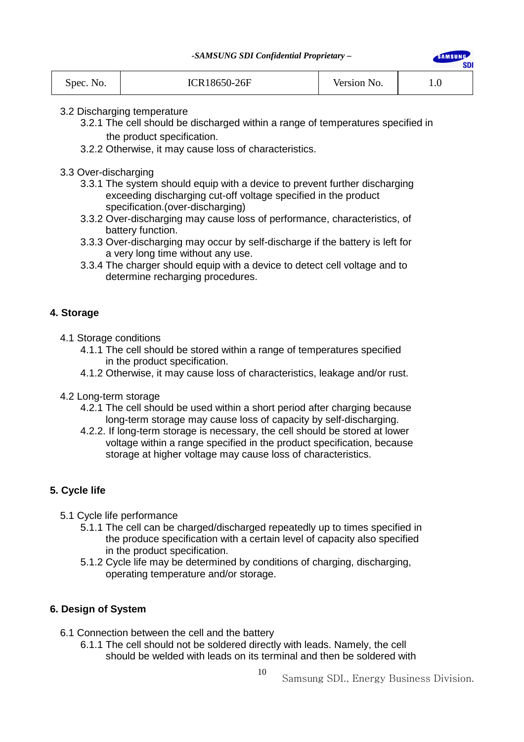3.2 Discharging temperature

3.2.1 The cell should be discharged within a range of temperatures specified in the product specification.

3.2.2 Otherwise, it may cause loss of characteristics.

3.3 Over-discharging

3.3.1 The system should equip with a device to prevent further discharging exceeding discharging cut-off voltage specified in the product specification.(over-discharging)

3.3.2 Over-discharging may cause loss of performance, characteristics, of battery function.

3.3.3 Over-discharging may occur by self-discharge if the battery is left for a very long time without any use.

3.3.4 The charger should equip with a device to detect cell voltage and to determine recharging procedures.

## 4. Storage

4.1 Storage conditions

4.1.1 The cell should be stored within a range of temperatures specified in the product specification.

4.1.2 Otherwise, it may cause loss of characteristics, leakage and/or rust.

4.2 Long-term storage

4.2.1 The cell should be used within a short period after charging because long-term storage may cause loss of capacity by self-discharging.

4.2.2. If long-term storage is necessary, the cell should be stored at lower voltage within a range specified in the product specification, because storage at higher voltage may cause loss of characteristics.

## 5. Cycle life

5.1 Cycle life performance

5.1.1 The cell can be charged/discharged repeatedly up to times specified in the produce specification with a certain level of capacity also specified in the product specification.

5.1.2 Cycle life may be determined by conditions of charging, discharging, operating temperature and/or storage.

## 6. Design of System

6.1 Connection between the cell and the battery

6.1.1 The cell should not be soldered directly with leads. Namely, the cell should be welded with leads on its terminal and then be soldered with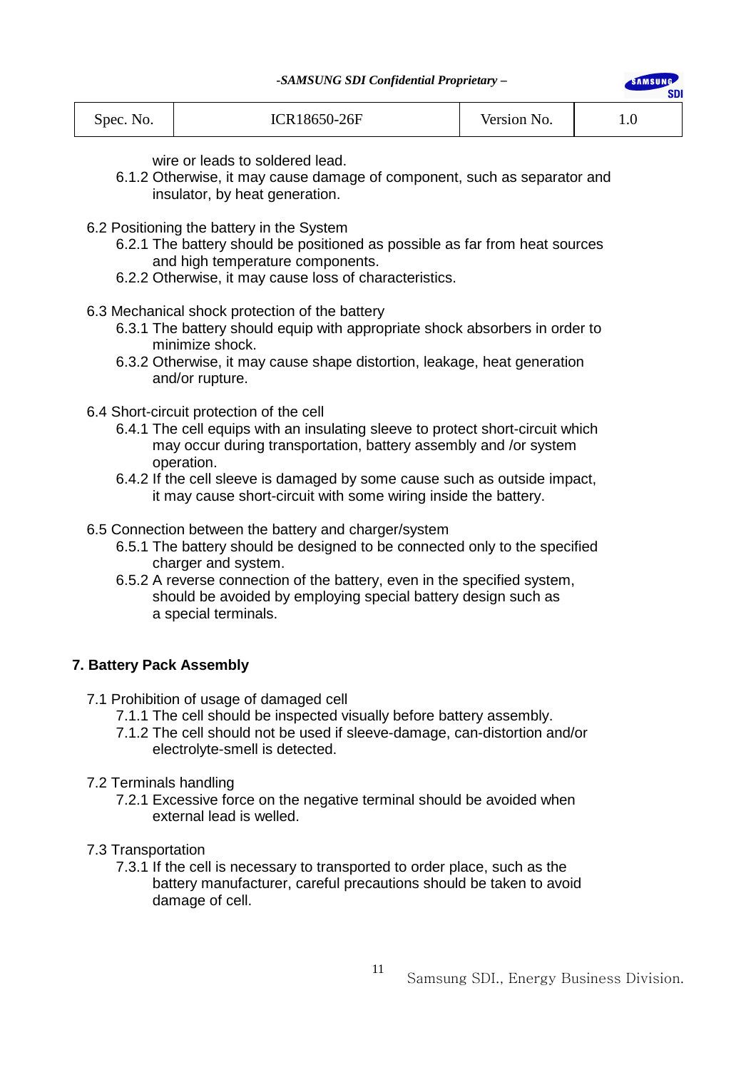wire or leads to soldered lead.

6.1.2 Otherwise, it may cause damage of component, such as separator and insulator, by heat generation.

6.2 Positioning the battery in the System

6.2.1 The battery should be positioned as possible as far from heat sources and high temperature components.

6.2.2 Otherwise, it may cause loss of characteristics.

6.3 Mechanical shock protection of the battery

6.3.1 The battery should equip with appropriate shock absorbers in order to minimize shock.

6.3.2 Otherwise, it may cause shape distortion, leakage, heat generation and/or rupture.

6.4 Short-circuit protection of the cell

6.4.1 The cell equips with an insulating sleeve to protect short-circuit which may occur during transportation, battery assembly and /or system operation.

6.4.2 If the cell sleeve is damaged by some cause such as outside impact, it may cause short-circuit with some wiring inside the battery.

6.5 Connection between the battery and charger/system

6.5.1 The battery should be designed to be connected only to the specified charger and system.

6.5.2 A reverse connection of the battery, even in the specified system, should be avoided by employing special battery design such as a special terminals.

## 7. Battery Pack Assembly

7.1 Prohibition of usage of damaged cell

7.1.1 The cell should be inspected visually before battery assembly.

7.1.2 The cell should not be used if sleeve-damage, can-distortion and/or electrolyte-smell is detected.

7.2 Terminals handling

7.2.1 Excessive force on the negative terminal should be avoided when external lead is welled.

7.3 Transportation

7.3.1 If the cell is necessary to transported to order place, such as the battery manufacturer, careful precautions should be taken to avoid damage of cell.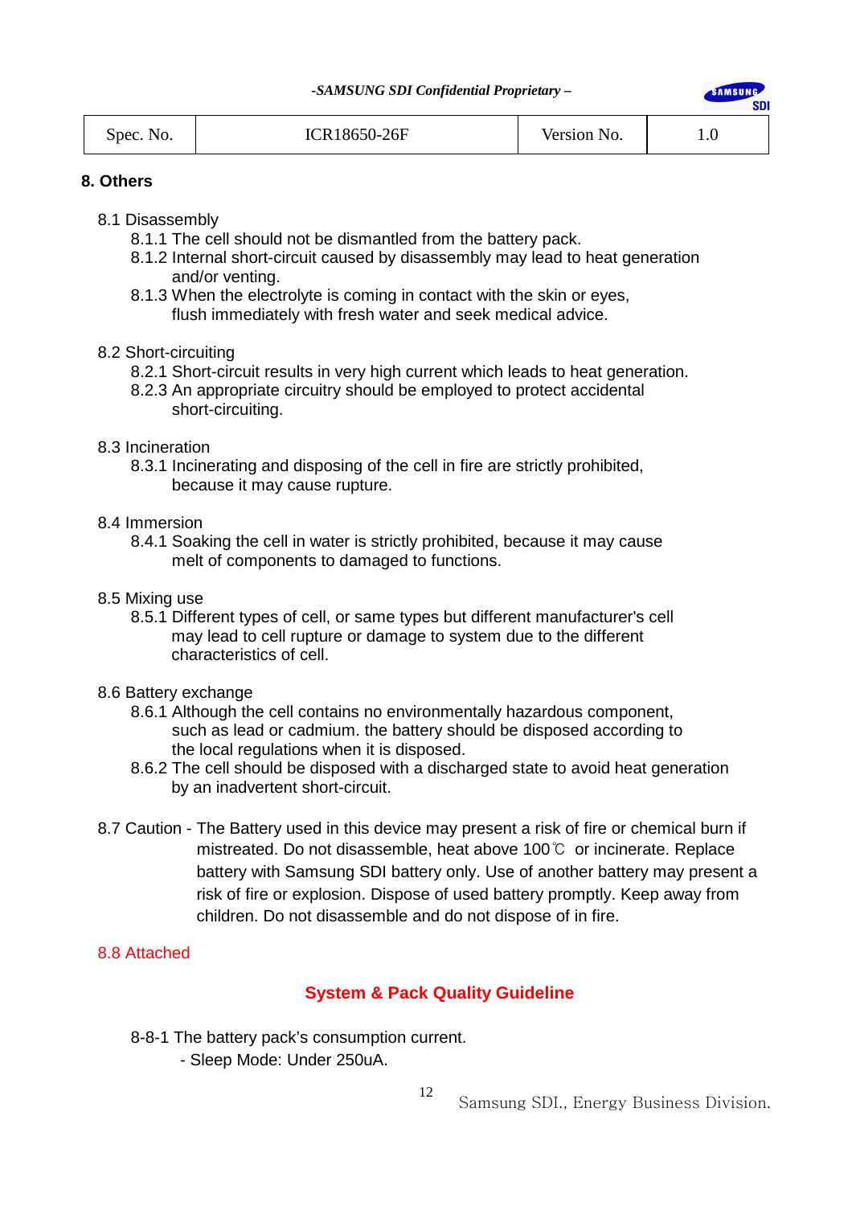## 8. Others

8.1 Disassembly

- 8.1.1 The cell should not be dismantled from the battery pack.
- 8.1.2 Internal short-circuit caused by disassembly may lead to heat generation and/or venting.
- 8.1.3 When the electrolyte is coming in contact with the skin or eyes, flush immediately with fresh water and seek medical advice.

8.2 Short-circuiting

- 8.2.1 Short-circuit results in very high current which leads to heat generation.
- 8.2.3 An appropriate circuitry should be employed to protect accidental short-circuiting.

8.3 Incineration

- 8.3.1 Incinerating and disposing of the cell in fire are strictly prohibited, because it may cause rupture.

8.4 Immersion

- 8.4.1 Soaking the cell in water is strictly prohibited, because it may cause melt of components to damaged to functions.

8.5 Mixing use

- 8.5.1 Different types of cell, or same types but different manufacturer's cell may lead to cell rupture or damage to system due to the different characteristics of cell.

8.6 Battery exchange

- 8.6.1 Although the cell contains no environmentally hazardous component, such as lead or cadmium. the battery should be disposed according to the local regulations when it is disposed.
- 8.6.2 The cell should be disposed with a discharged state to avoid heat generation by an inadvertent short-circuit.

8.7 Caution - The Battery used in this device may present a risk of fire or chemical burn if mistreated. Do not disassemble, heat above 100℃ or incinerate. Replace battery with Samsung SDI battery only. Use of another battery may present a risk of fire or explosion. Dispose of used battery promptly. Keep away from children. Do not disassemble and do not dispose of in fire.

8.8 Attached

### System & Pack Quality Guideline

8-8-1 The battery pack's consumption current.

- Sleep Mode: Under 250uA.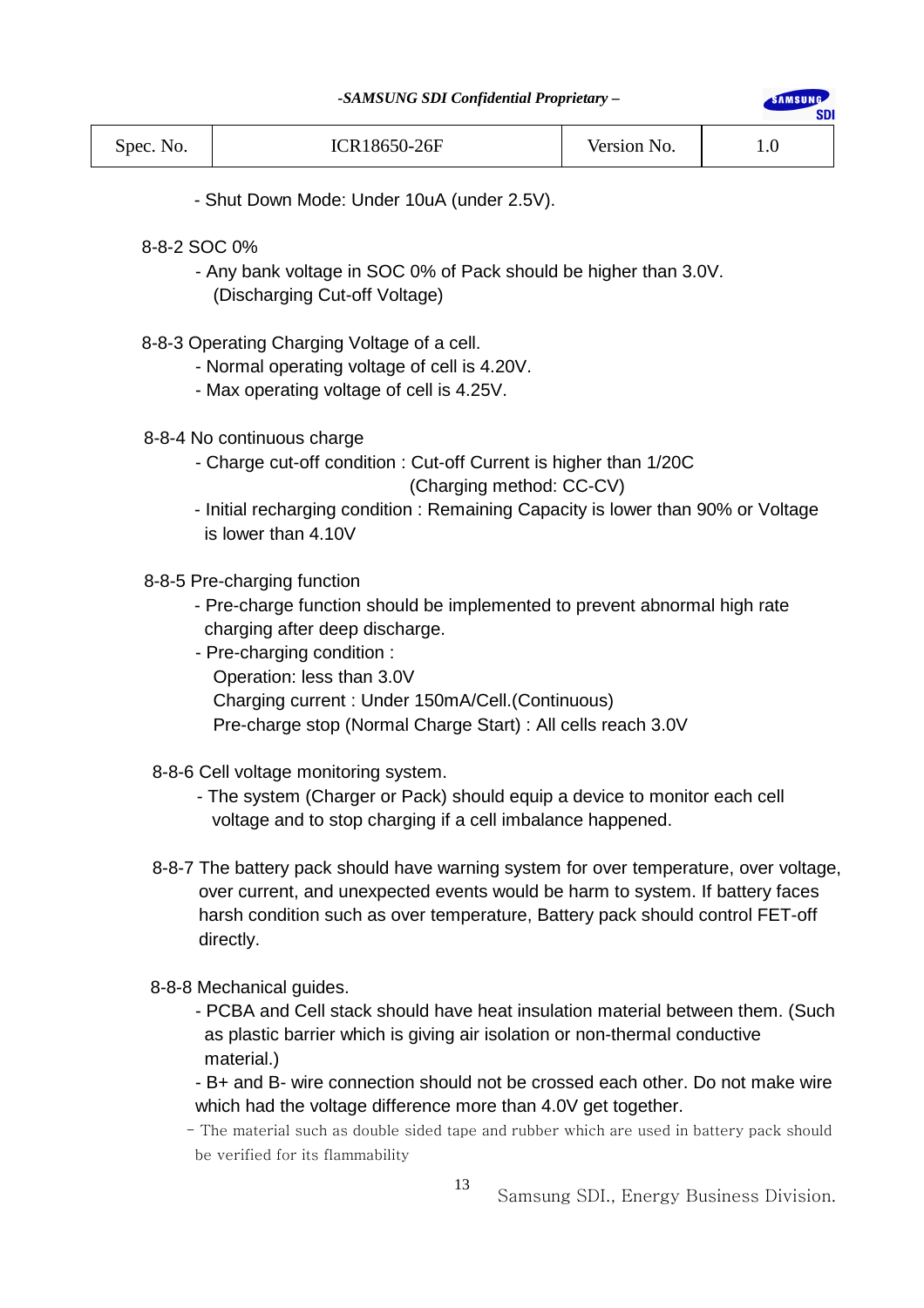- Shut Down Mode: Under 10uA (under 2.5V).

8-8-2 SOC 0%

- Any bank voltage in SOC 0% of Pack should be higher than 3.0V. (Discharging Cut-off Voltage)

8-8-3 Operating Charging Voltage of a cell.

- Normal operating voltage of cell is 4.20V.
- Max operating voltage of cell is 4.25V.

8-8-4 No continuous charge

- Charge cut-off condition : Cut-off Current is higher than 1/20C (Charging method: CC-CV)
- Initial recharging condition : Remaining Capacity is lower than 90% or Voltage is lower than 4.10V

8-8-5 Pre-charging function

- Pre-charge function should be implemented to prevent abnormal high rate charging after deep discharge.
- Pre-charging condition :
  Operation: less than 3.0V
  Charging current : Under 150mA/Cell.(Continuous)
  Pre-charge stop (Normal Charge Start) : All cells reach 3.0V

8-8-6 Cell voltage monitoring system.

- The system (Charger or Pack) should equip a device to monitor each cell voltage and to stop charging if a cell imbalance happened.

8-8-7 The battery pack should have warning system for over temperature, over voltage, over current, and unexpected events would be harm to system. If battery faces harsh condition such as over temperature, Battery pack should control FET-off directly.

8-8-8 Mechanical guides.

- PCBA and Cell stack should have heat insulation material between them. (Such as plastic barrier which is giving air isolation or non-thermal conductive material.)
- B+ and B- wire connection should not be crossed each other. Do not make wire which had the voltage difference more than 4.0V get together.
- The material such as double sided tape and rubber which are used in battery pack should be verified for its flammability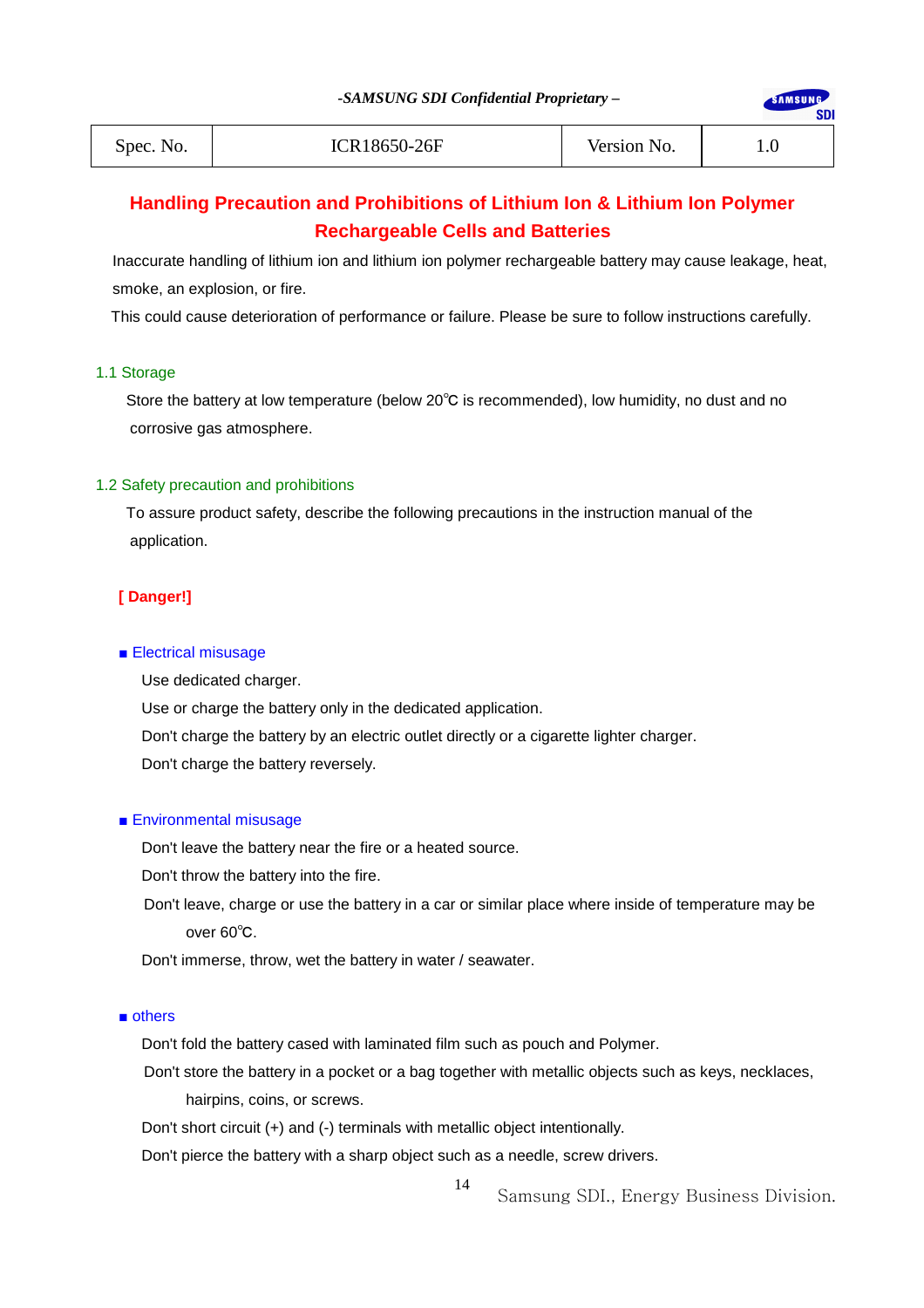| Spec. No. | ICR18650-26F | Version No. | 1.0 |
|---|---|---|---|

## Handling Precaution and Prohibitions of Lithium Ion & Lithium Ion Polymer Rechargeable Cells and Batteries

Inaccurate handling of lithium ion and lithium ion polymer rechargeable battery may cause leakage, heat, smoke, an explosion, or fire.

This could cause deterioration of performance or failure. Please be sure to follow instructions carefully.

### 1.1 Storage

Store the battery at low temperature (below 20℃ is recommended), low humidity, no dust and no corrosive gas atmosphere.

### 1.2 Safety precaution and prohibitions

To assure product safety, describe the following precautions in the instruction manual of the application.

**[ Danger!]**

■ Electrical misusage

Use dedicated charger.

Use or charge the battery only in the dedicated application.

Don't charge the battery by an electric outlet directly or a cigarette lighter charger.

Don't charge the battery reversely.

■ Environmental misusage

Don't leave the battery near the fire or a heated source.

Don't throw the battery into the fire.

Don't leave, charge or use the battery in a car or similar place where inside of temperature may be over 60℃.

Don't immerse, throw, wet the battery in water / seawater.

■ others

Don't fold the battery cased with laminated film such as pouch and Polymer.

Don't store the battery in a pocket or a bag together with metallic objects such as keys, necklaces, hairpins, coins, or screws.

Don't short circuit (+) and (-) terminals with metallic object intentionally.

Don't pierce the battery with a sharp object such as a needle, screw drivers.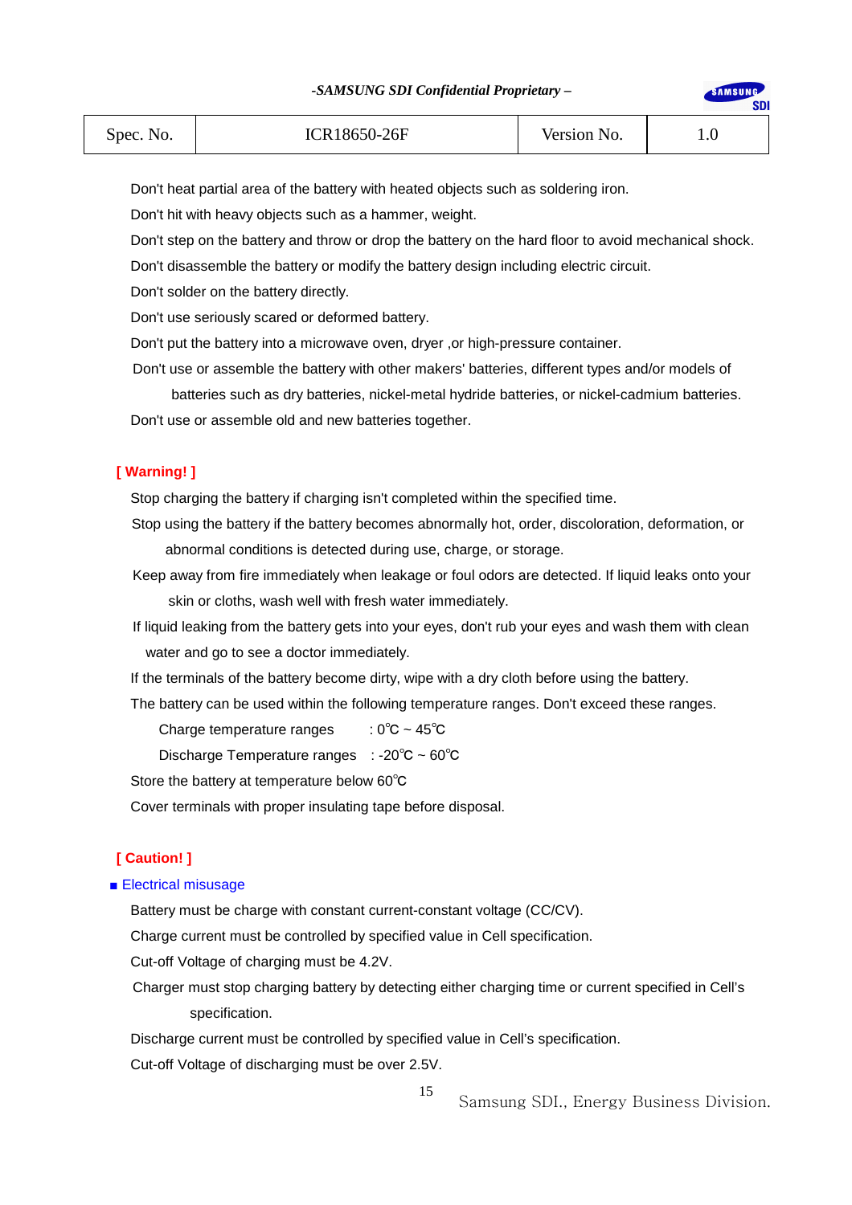Don't heat partial area of the battery with heated objects such as soldering iron.

Don't hit with heavy objects such as a hammer, weight.

Don't step on the battery and throw or drop the battery on the hard floor to avoid mechanical shock.

Don't disassemble the battery or modify the battery design including electric circuit.

Don't solder on the battery directly.

Don't use seriously scared or deformed battery.

Don't put the battery into a microwave oven, dryer ,or high-pressure container.

Don't use or assemble the battery with other makers' batteries, different types and/or models of batteries such as dry batteries, nickel-metal hydride batteries, or nickel-cadmium batteries.

Don't use or assemble old and new batteries together.

**[ Warning! ]**

Stop charging the battery if charging isn't completed within the specified time.

Stop using the battery if the battery becomes abnormally hot, order, discoloration, deformation, or abnormal conditions is detected during use, charge, or storage.

Keep away from fire immediately when leakage or foul odors are detected. If liquid leaks onto your skin or cloths, wash well with fresh water immediately.

If liquid leaking from the battery gets into your eyes, don't rub your eyes and wash them with clean water and go to see a doctor immediately.

If the terminals of the battery become dirty, wipe with a dry cloth before using the battery.

The battery can be used within the following temperature ranges. Don't exceed these ranges.

Charge temperature ranges : 0℃ ~ 45℃

Discharge Temperature ranges : -20℃ ~ 60℃

Store the battery at temperature below 60℃

Cover terminals with proper insulating tape before disposal.

**[ Caution! ]**

■ Electrical misusage

Battery must be charge with constant current-constant voltage (CC/CV).

Charge current must be controlled by specified value in Cell specification.

Cut-off Voltage of charging must be 4.2V.

Charger must stop charging battery by detecting either charging time or current specified in Cell's specification.

Discharge current must be controlled by specified value in Cell's specification.

Cut-off Voltage of discharging must be over 2.5V.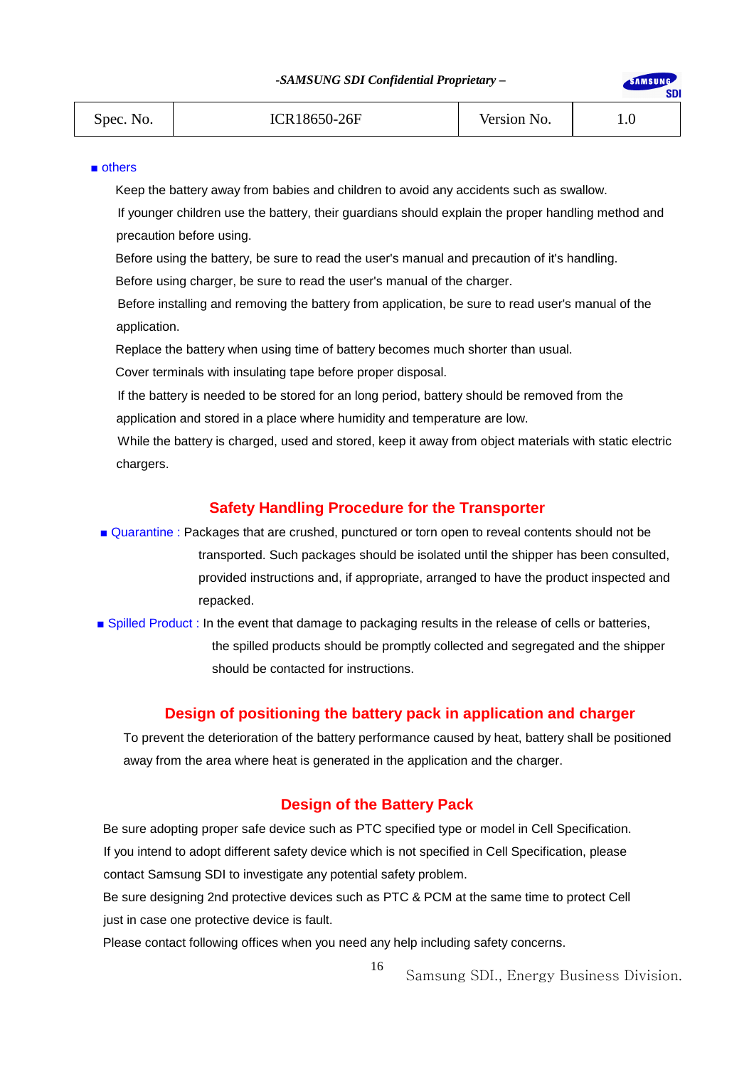■ others

Keep the battery away from babies and children to avoid any accidents such as swallow.

If younger children use the battery, their guardians should explain the proper handling method and precaution before using.

Before using the battery, be sure to read the user's manual and precaution of it's handling.

Before using charger, be sure to read the user's manual of the charger.

Before installing and removing the battery from application, be sure to read user's manual of the application.

Replace the battery when using time of battery becomes much shorter than usual.

Cover terminals with insulating tape before proper disposal.

If the battery is needed to be stored for an long period, battery should be removed from the application and stored in a place where humidity and temperature are low.

While the battery is charged, used and stored, keep it away from object materials with static electric chargers.

## Safety Handling Procedure for the Transporter

■ Quarantine : Packages that are crushed, punctured or torn open to reveal contents should not be transported. Such packages should be isolated until the shipper has been consulted, provided instructions and, if appropriate, arranged to have the product inspected and repacked.

■ Spilled Product : In the event that damage to packaging results in the release of cells or batteries, the spilled products should be promptly collected and segregated and the shipper should be contacted for instructions.

## Design of positioning the battery pack in application and charger

To prevent the deterioration of the battery performance caused by heat, battery shall be positioned away from the area where heat is generated in the application and the charger.

## Design of the Battery Pack

Be sure adopting proper safe device such as PTC specified type or model in Cell Specification.

If you intend to adopt different safety device which is not specified in Cell Specification, please contact Samsung SDI to investigate any potential safety problem.

Be sure designing 2nd protective devices such as PTC & PCM at the same time to protect Cell just in case one protective device is fault.

Please contact following offices when you need any help including safety concerns.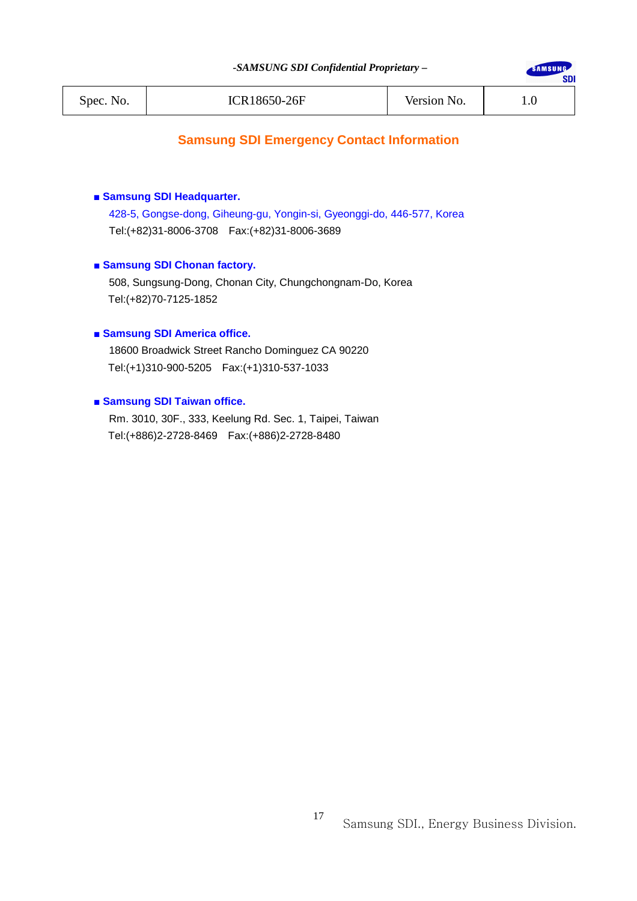| Spec. No. | ICR18650-26F | Version No. | 1.0 |
|---|---|---|---|

## Samsung SDI Emergency Contact Information

■ **Samsung SDI Headquarter.**

428-5, Gongse-dong, Giheung-gu, Yongin-si, Gyeonggi-do, 446-577, Korea
Tel:(+82)31-8006-3708 Fax:(+82)31-8006-3689

■ **Samsung SDI Chonan factory.**

508, Sungsung-Dong, Chonan City, Chungchongnam-Do, Korea
Tel:(+82)70-7125-1852

■ **Samsung SDI America office.**

18600 Broadwick Street Rancho Dominguez CA 90220
Tel:(+1)310-900-5205 Fax:(+1)310-537-1033

■ **Samsung SDI Taiwan office.**

Rm. 3010, 30F., 333, Keelung Rd. Sec. 1, Taipei, Taiwan
Tel:(+886)2-2728-8469 Fax:(+886)2-2728-8480